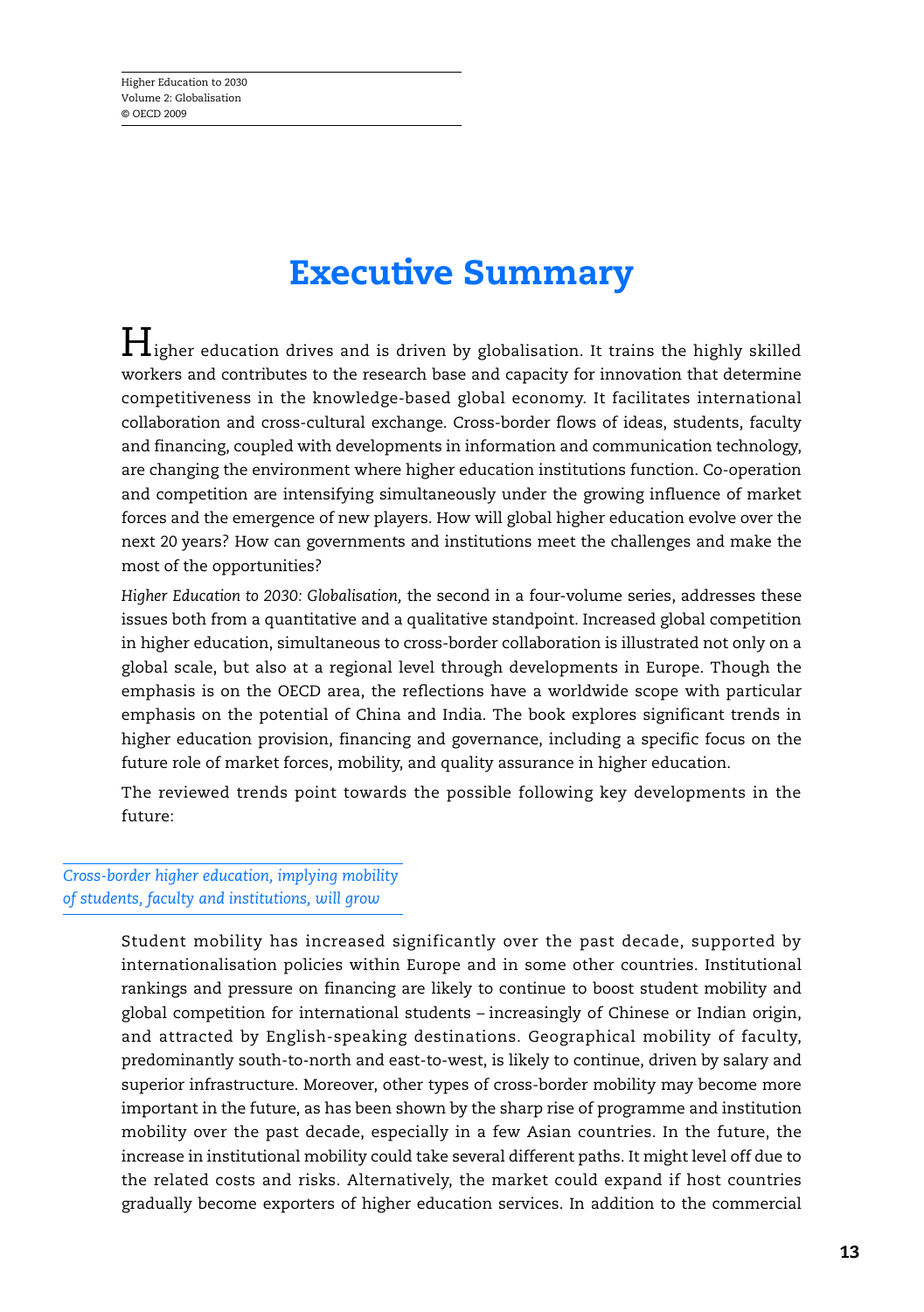# Executive Summary

Higher education drives and is driven by globalisation. It trains the highly skilled workers and contributes to the research base and capacity for innovation that determine competitiveness in the knowledge-based global economy. It facilitates international collaboration and cross-cultural exchange. Cross-border flows of ideas, students, faculty and financing, coupled with developments in information and communication technology, are changing the environment where higher education institutions function. Co-operation and competition are intensifying simultaneously under the growing influence of market forces and the emergence of new players. How will global higher education evolve over the next 20 years? How can governments and institutions meet the challenges and make the most of the opportunities?

*Higher Education to 2030: Globalisation,* the second in a four-volume series, addresses these issues both from a quantitative and a qualitative standpoint. Increased global competition in higher education, simultaneous to cross-border collaboration is illustrated not only on a global scale, but also at a regional level through developments in Europe. Though the emphasis is on the OECD area, the reflections have a worldwide scope with particular emphasis on the potential of China and India. The book explores significant trends in higher education provision, financing and governance, including a specific focus on the future role of market forces, mobility, and quality assurance in higher education.

The reviewed trends point towards the possible following key developments in the future:

*Cross-border higher education, implying mobility of students, faculty and institutions, will grow*

Student mobility has increased significantly over the past decade, supported by internationalisation policies within Europe and in some other countries. Institutional rankings and pressure on financing are likely to continue to boost student mobility and global competition for international students – increasingly of Chinese or Indian origin, and attracted by English-speaking destinations. Geographical mobility of faculty, predominantly south-to-north and east-to-west, is likely to continue, driven by salary and superior infrastructure. Moreover, other types of cross-border mobility may become more important in the future, as has been shown by the sharp rise of programme and institution mobility over the past decade, especially in a few Asian countries. In the future, the increase in institutional mobility could take several different paths. It might level off due to the related costs and risks. Alternatively, the market could expand if host countries gradually become exporters of higher education services. In addition to the commercial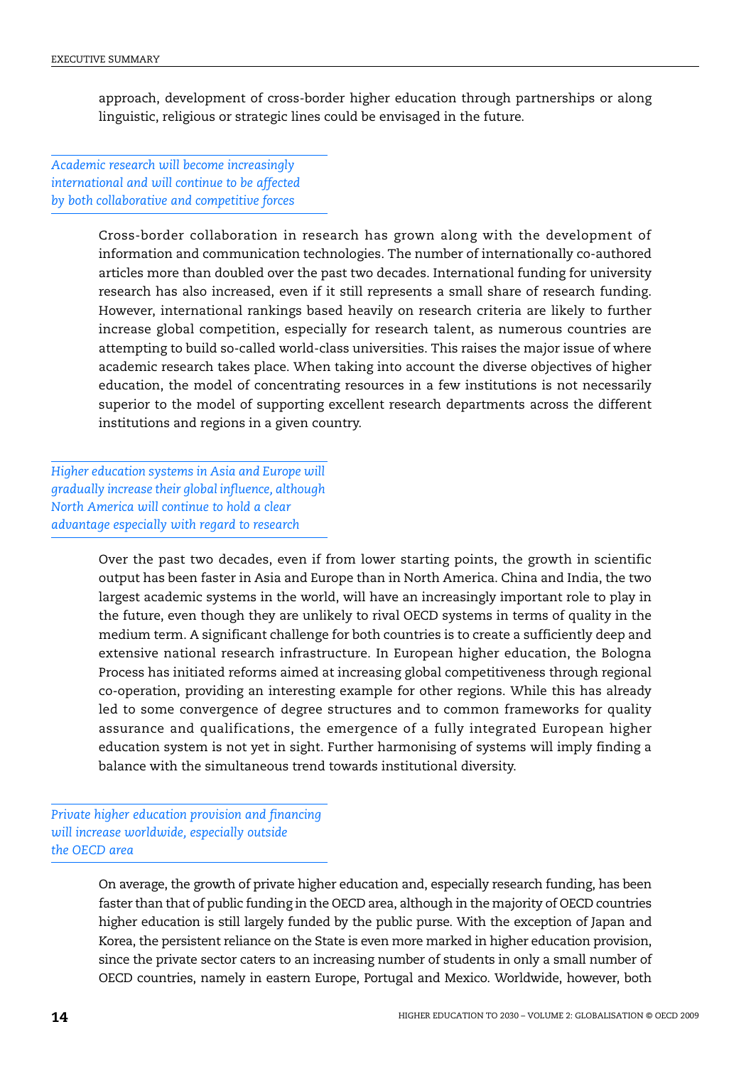approach, development of cross-border higher education through partnerships or along linguistic, religious or strategic lines could be envisaged in the future.

*Academic research will become increasingly international and will continue to be affected by both collaborative and competitive forces*

Cross-border collaboration in research has grown along with the development of information and communication technologies. The number of internationally co-authored articles more than doubled over the past two decades. International funding for university research has also increased, even if it still represents a small share of research funding. However, international rankings based heavily on research criteria are likely to further increase global competition, especially for research talent, as numerous countries are attempting to build so-called world-class universities. This raises the major issue of where academic research takes place. When taking into account the diverse objectives of higher education, the model of concentrating resources in a few institutions is not necessarily superior to the model of supporting excellent research departments across the different institutions and regions in a given country.

*Higher education systems in Asia and Europe will gradually increase their global influence, although North America will continue to hold a clear advantage especially with regard to research*

Over the past two decades, even if from lower starting points, the growth in scientific output has been faster in Asia and Europe than in North America. China and India, the two largest academic systems in the world, will have an increasingly important role to play in the future, even though they are unlikely to rival OECD systems in terms of quality in the medium term. A significant challenge for both countries is to create a sufficiently deep and extensive national research infrastructure. In European higher education, the Bologna Process has initiated reforms aimed at increasing global competitiveness through regional co-operation, providing an interesting example for other regions. While this has already led to some convergence of degree structures and to common frameworks for quality assurance and qualifications, the emergence of a fully integrated European higher education system is not yet in sight. Further harmonising of systems will imply finding a balance with the simultaneous trend towards institutional diversity.

*Private higher education provision and financing will increase worldwide, especially outside the OECD area*

On average, the growth of private higher education and, especially research funding, has been faster than that of public funding in the OECD area, although in the majority of OECD countries higher education is still largely funded by the public purse. With the exception of Japan and Korea, the persistent reliance on the State is even more marked in higher education provision, since the private sector caters to an increasing number of students in only a small number of OECD countries, namely in eastern Europe, Portugal and Mexico. Worldwide, however, both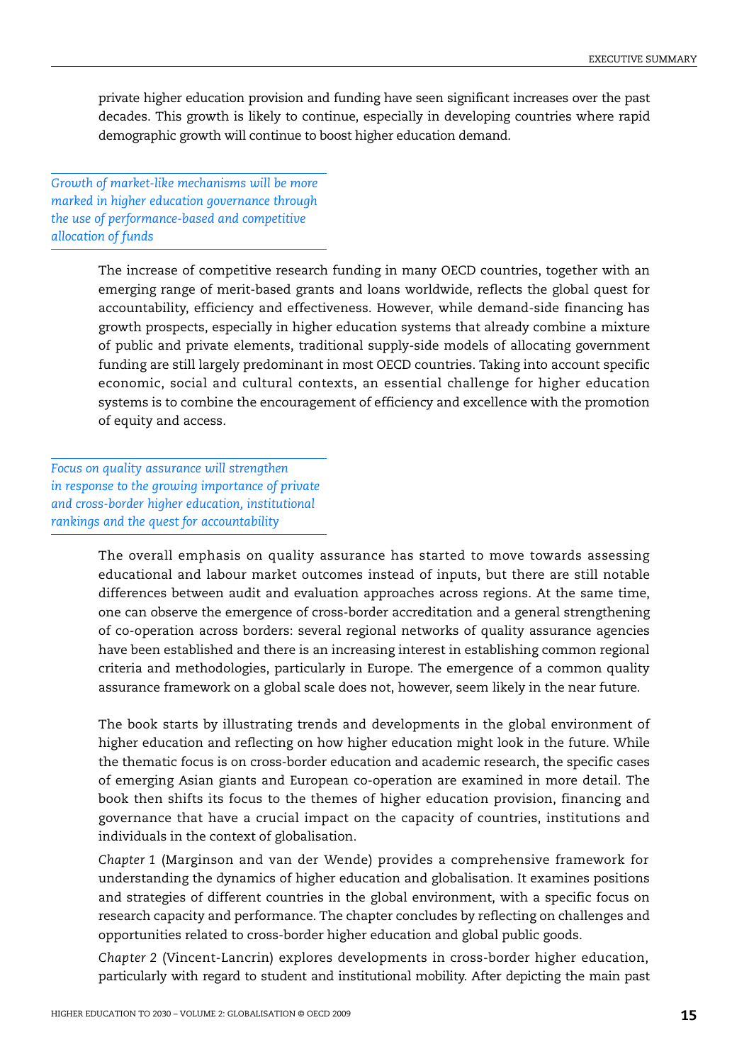private higher education provision and funding have seen significant increases over the past decades. This growth is likely to continue, especially in developing countries where rapid demographic growth will continue to boost higher education demand.

*Growth of market-like mechanisms will be more marked in higher education governance through the use of performance-based and competitive allocation of funds*

The increase of competitive research funding in many OECD countries, together with an emerging range of merit-based grants and loans worldwide, reflects the global quest for accountability, efficiency and effectiveness. However, while demand-side financing has growth prospects, especially in higher education systems that already combine a mixture of public and private elements, traditional supply-side models of allocating government funding are still largely predominant in most OECD countries. Taking into account specific economic, social and cultural contexts, an essential challenge for higher education systems is to combine the encouragement of efficiency and excellence with the promotion of equity and access.

*Focus on quality assurance will strengthen in response to the growing importance of private and cross-border higher education, institutional rankings and the quest for accountability*

The overall emphasis on quality assurance has started to move towards assessing educational and labour market outcomes instead of inputs, but there are still notable differences between audit and evaluation approaches across regions. At the same time, one can observe the emergence of cross-border accreditation and a general strengthening of co-operation across borders: several regional networks of quality assurance agencies have been established and there is an increasing interest in establishing common regional criteria and methodologies, particularly in Europe. The emergence of a common quality assurance framework on a global scale does not, however, seem likely in the near future.

The book starts by illustrating trends and developments in the global environment of higher education and reflecting on how higher education might look in the future. While the thematic focus is on cross-border education and academic research, the specific cases of emerging Asian giants and European co-operation are examined in more detail. The book then shifts its focus to the themes of higher education provision, financing and governance that have a crucial impact on the capacity of countries, institutions and individuals in the context of globalisation.

*Chapter 1* (Marginson and van der Wende) provides a comprehensive framework for understanding the dynamics of higher education and globalisation. It examines positions and strategies of different countries in the global environment, with a specific focus on research capacity and performance. The chapter concludes by reflecting on challenges and opportunities related to cross-border higher education and global public goods.

*Chapter 2* (Vincent-Lancrin) explores developments in cross-border higher education, particularly with regard to student and institutional mobility. After depicting the main past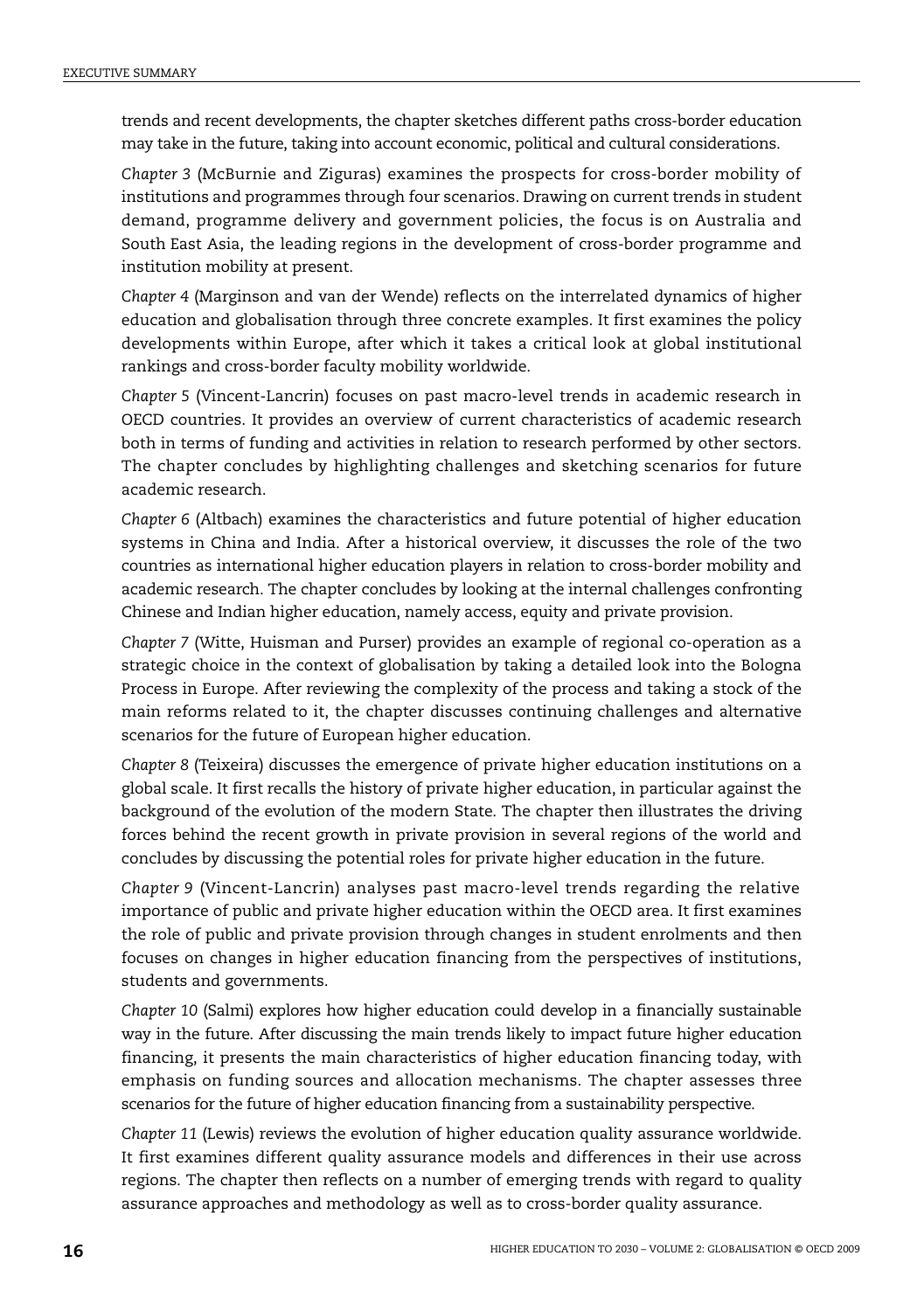trends and recent developments, the chapter sketches different paths cross-border education may take in the future, taking into account economic, political and cultural considerations.

*Chapter 3* (McBurnie and Ziguras) examines the prospects for cross-border mobility of institutions and programmes through four scenarios. Drawing on current trends in student demand, programme delivery and government policies, the focus is on Australia and South East Asia, the leading regions in the development of cross-border programme and institution mobility at present.

*Chapter 4* (Marginson and van der Wende) reflects on the interrelated dynamics of higher education and globalisation through three concrete examples. It first examines the policy developments within Europe, after which it takes a critical look at global institutional rankings and cross-border faculty mobility worldwide.

*Chapter 5* (Vincent-Lancrin) focuses on past macro-level trends in academic research in OECD countries. It provides an overview of current characteristics of academic research both in terms of funding and activities in relation to research performed by other sectors. The chapter concludes by highlighting challenges and sketching scenarios for future academic research.

*Chapter 6* (Altbach) examines the characteristics and future potential of higher education systems in China and India. After a historical overview, it discusses the role of the two countries as international higher education players in relation to cross-border mobility and academic research. The chapter concludes by looking at the internal challenges confronting Chinese and Indian higher education, namely access, equity and private provision.

*Chapter 7* (Witte, Huisman and Purser) provides an example of regional co-operation as a strategic choice in the context of globalisation by taking a detailed look into the Bologna Process in Europe. After reviewing the complexity of the process and taking a stock of the main reforms related to it, the chapter discusses continuing challenges and alternative scenarios for the future of European higher education.

*Chapter 8* (Teixeira) discusses the emergence of private higher education institutions on a global scale. It first recalls the history of private higher education, in particular against the background of the evolution of the modern State. The chapter then illustrates the driving forces behind the recent growth in private provision in several regions of the world and concludes by discussing the potential roles for private higher education in the future.

*Chapter 9* (Vincent-Lancrin) analyses past macro-level trends regarding the relative importance of public and private higher education within the OECD area. It first examines the role of public and private provision through changes in student enrolments and then focuses on changes in higher education financing from the perspectives of institutions, students and governments.

*Chapter 10* (Salmi) explores how higher education could develop in a financially sustainable way in the future. After discussing the main trends likely to impact future higher education financing, it presents the main characteristics of higher education financing today, with emphasis on funding sources and allocation mechanisms. The chapter assesses three scenarios for the future of higher education financing from a sustainability perspective.

*Chapter 11* (Lewis) reviews the evolution of higher education quality assurance worldwide. It first examines different quality assurance models and differences in their use across regions. The chapter then reflects on a number of emerging trends with regard to quality assurance approaches and methodology as well as to cross-border quality assurance.